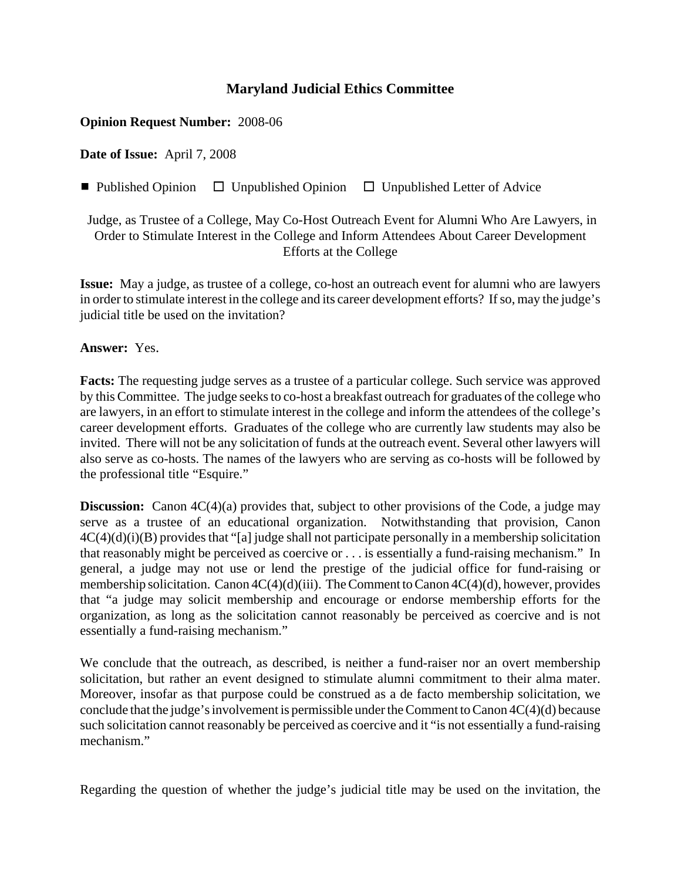## Maryland Judicial Ethics Committee

**Opinion Request Number:** 2008-06

**Date of Issue:** April 7, 2008

■ Published Opinion ☐ Unpublished Opinion ☐ Unpublished Letter of Advice

Judge, as Trustee of a College, May Co-Host Outreach Event for Alumni Who Are Lawyers, in Order to Stimulate Interest in the College and Inform Attendees About Career Development Efforts at the College

**Issue:** May a judge, as trustee of a college, co-host an outreach event for alumni who are lawyers in order to stimulate interest in the college and its career development efforts? If so, may the judge's judicial title be used on the invitation?

**Answer:** Yes.

**Facts:** The requesting judge serves as a trustee of a particular college. Such service was approved by this Committee. The judge seeks to co-host a breakfast outreach for graduates of the college who are lawyers, in an effort to stimulate interest in the college and inform the attendees of the college's career development efforts. Graduates of the college who are currently law students may also be invited. There will not be any solicitation of funds at the outreach event. Several other lawyers will also serve as co-hosts. The names of the lawyers who are serving as co-hosts will be followed by the professional title "Esquire."

**Discussion:** Canon 4C(4)(a) provides that, subject to other provisions of the Code, a judge may serve as a trustee of an educational organization. Notwithstanding that provision, Canon 4C(4)(d)(i)(B) provides that "[a] judge shall not participate personally in a membership solicitation that reasonably might be perceived as coercive or . . . is essentially a fund-raising mechanism." In general, a judge may not use or lend the prestige of the judicial office for fund-raising or membership solicitation. Canon 4C(4)(d)(iii). The Comment to Canon 4C(4)(d), however, provides that "a judge may solicit membership and encourage or endorse membership efforts for the organization, as long as the solicitation cannot reasonably be perceived as coercive and is not essentially a fund-raising mechanism."

We conclude that the outreach, as described, is neither a fund-raiser nor an overt membership solicitation, but rather an event designed to stimulate alumni commitment to their alma mater. Moreover, insofar as that purpose could be construed as a de facto membership solicitation, we conclude that the judge's involvement is permissible under the Comment to Canon 4C(4)(d) because such solicitation cannot reasonably be perceived as coercive and it "is not essentially a fund-raising mechanism."

Regarding the question of whether the judge's judicial title may be used on the invitation, the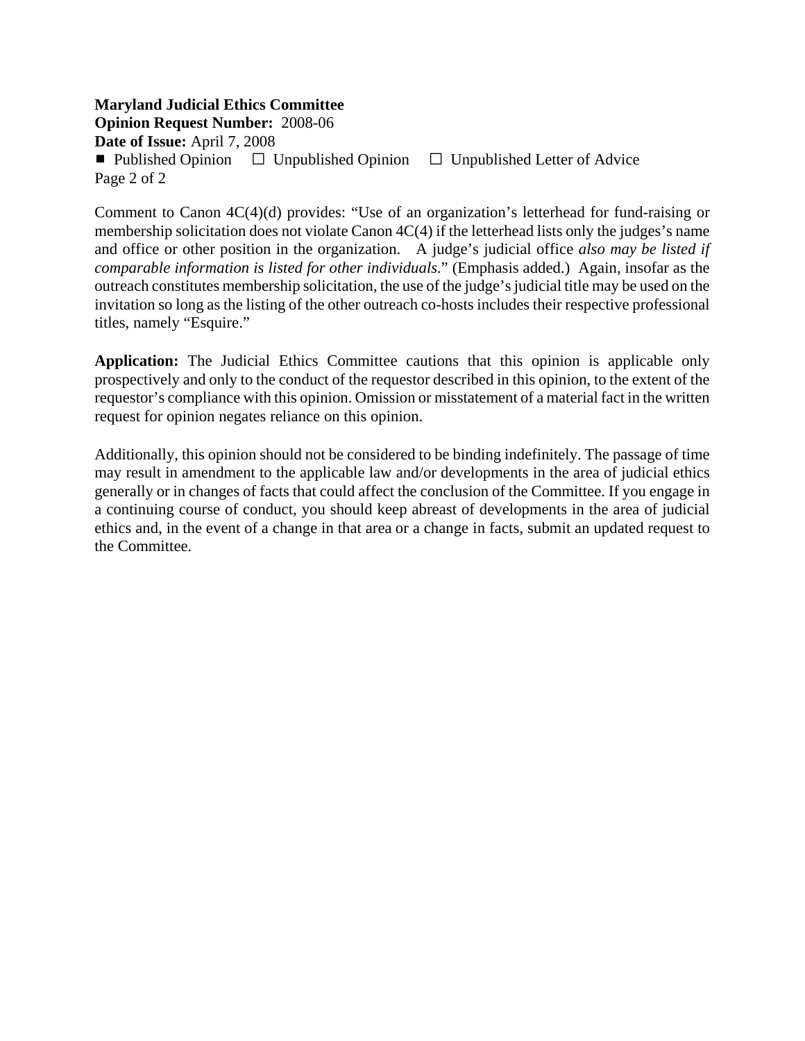Comment to Canon 4C(4)(d) provides: "Use of an organization's letterhead for fund-raising or membership solicitation does not violate Canon 4C(4) if the letterhead lists only the judges's name and office or other position in the organization. A judge's judicial office *also may be listed if comparable information is listed for other individuals*." (Emphasis added.) Again, insofar as the outreach constitutes membership solicitation, the use of the judge's judicial title may be used on the invitation so long as the listing of the other outreach co-hosts includes their respective professional titles, namely "Esquire."

**Application:** The Judicial Ethics Committee cautions that this opinion is applicable only prospectively and only to the conduct of the requestor described in this opinion, to the extent of the requestor's compliance with this opinion. Omission or misstatement of a material fact in the written request for opinion negates reliance on this opinion.

Additionally, this opinion should not be considered to be binding indefinitely. The passage of time may result in amendment to the applicable law and/or developments in the area of judicial ethics generally or in changes of facts that could affect the conclusion of the Committee. If you engage in a continuing course of conduct, you should keep abreast of developments in the area of judicial ethics and, in the event of a change in that area or a change in facts, submit an updated request to the Committee.